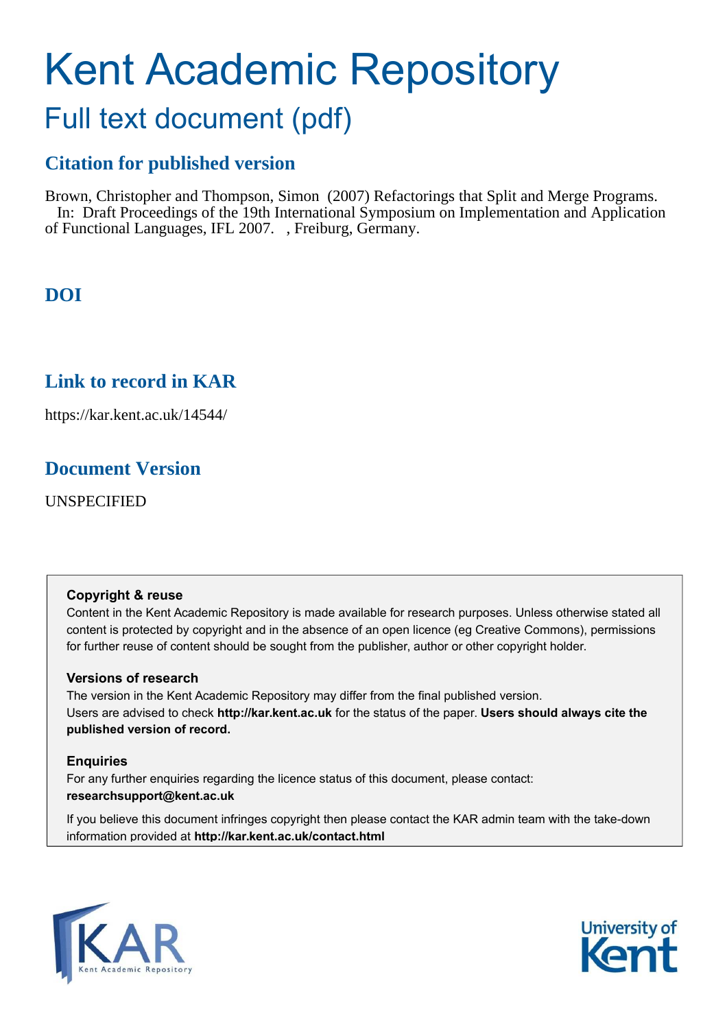# Kent Academic Repository

## Full text document (pdf)

### Citation for published version

Brown, Christopher and Thompson, Simon (2007) Refactorings that Split and Merge Programs. In: Draft Proceedings of the 19th International Symposium on Implementation and Application of Functional Languages, IFL 2007. , Freiburg, Germany.

### DOI

### Link to record in KAR

https://kar.kent.ac.uk/14544/

### Document Version

UNSPECIFIED

**Copyright & reuse**

Content in the Kent Academic Repository is made available for research purposes. Unless otherwise stated all content is protected by copyright and in the absence of an open licence (eg Creative Commons), permissions for further reuse of content should be sought from the publisher, author or other copyright holder.

**Versions of research**

The version in the Kent Academic Repository may differ from the final published version. Users are advised to check **http://kar.kent.ac.uk** for the status of the paper. **Users should always cite the published version of record.**

**Enquiries**

For any further enquiries regarding the licence status of this document, please contact: **researchsupport@kent.ac.uk**

If you believe this document infringes copyright then please contact the KAR admin team with the take-down information provided at **http://kar.kent.ac.uk/contact.html**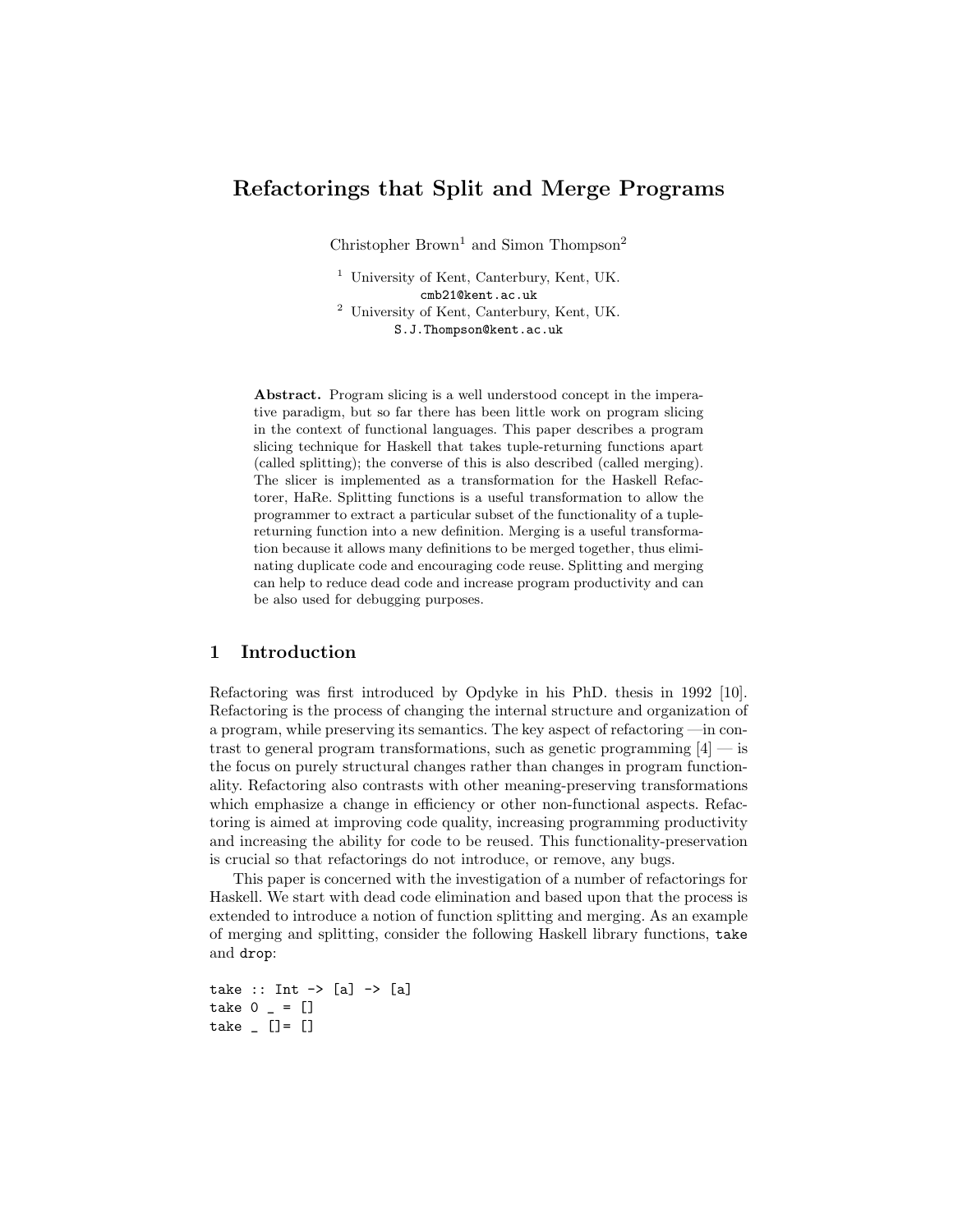# Refactorings that Split and Merge Programs

Christopher Brown[1] and Simon Thompson[2]

[1] University of Kent, Canterbury, Kent, UK.
cmb21@kent.ac.uk

[2] University of Kent, Canterbury, Kent, UK.
S.J.Thompson@kent.ac.uk

**Abstract.** Program slicing is a well understood concept in the imperative paradigm, but so far there has been little work on program slicing in the context of functional languages. This paper describes a program slicing technique for Haskell that takes tuple-returning functions apart (called splitting); the converse of this is also described (called merging). The slicer is implemented as a transformation for the Haskell Refactorer, HaRe. Splitting functions is a useful transformation to allow the programmer to extract a particular subset of the functionality of a tuple-returning function into a new definition. Merging is a useful transformation because it allows many definitions to be merged together, thus eliminating duplicate code and encouraging code reuse. Splitting and merging can help to reduce dead code and increase program productivity and can be also used for debugging purposes.

## 1 Introduction

Refactoring was first introduced by Opdyke in his PhD. thesis in 1992 [10]. Refactoring is the process of changing the internal structure and organization of a program, while preserving its semantics. The key aspect of refactoring —in contrast to general program transformations, such as genetic programming [4] — is the focus on purely structural changes rather than changes in program functionality. Refactoring also contrasts with other meaning-preserving transformations which emphasize a change in efficiency or other non-functional aspects. Refactoring is aimed at improving code quality, increasing programming productivity and increasing the ability for code to be reused. This functionality-preservation is crucial so that refactorings do not introduce, or remove, any bugs.

This paper is concerned with the investigation of a number of refactorings for Haskell. We start with dead code elimination and based upon that the process is extended to introduce a notion of function splitting and merging. As an example of merging and splitting, consider the following Haskell library functions, take and drop:

```
take :: Int -> [a] -> [a]
take 0 _ = []
take _ []= []
```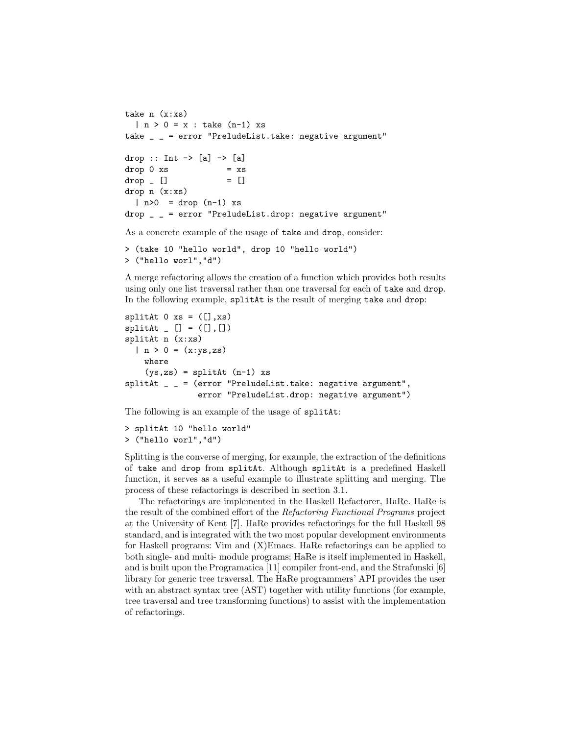```
take n (x:xs)
  | n > 0 = x : take (n-1) xs
take _ _ = error "PreludeList.take: negative argument"

drop :: Int -> [a] -> [a]
drop 0 xs            = xs
drop _ []            = []
drop n (x:xs)
  | n>0  = drop (n-1) xs
drop _ _ = error "PreludeList.drop: negative argument"
```

As a concrete example of the usage of `take` and `drop`, consider:

```
> (take 10 "hello world", drop 10 "hello world")
> ("hello worl","d")
```

A merge refactoring allows the creation of a function which provides both results using only one list traversal rather than one traversal for each of `take` and `drop`. In the following example, `splitAt` is the result of merging `take` and `drop`:

```
splitAt 0 xs = ([],xs)
splitAt _ [] = ([],[])
splitAt n (x:xs)
  | n > 0 = (x:ys,zs)
    where
    (ys,zs) = splitAt (n-1) xs
splitAt _ _ = (error "PreludeList.take: negative argument",
               error "PreludeList.drop: negative argument")
```

The following is an example of the usage of `splitAt`:

```
> splitAt 10 "hello world"
> ("hello worl","d")
```

Splitting is the converse of merging, for example, the extraction of the definitions of `take` and `drop` from `splitAt`. Although `splitAt` is a predefined Haskell function, it serves as a useful example to illustrate splitting and merging. The process of these refactorings is described in section 3.1.

The refactorings are implemented in the Haskell Refactorer, HaRe. HaRe is the result of the combined effort of the *Refactoring Functional Programs* project at the University of Kent [7]. HaRe provides refactorings for the full Haskell 98 standard, and is integrated with the two most popular development environments for Haskell programs: Vim and (X)Emacs. HaRe refactorings can be applied to both single- and multi- module programs; HaRe is itself implemented in Haskell, and is built upon the Programatica [11] compiler front-end, and the Strafunski [6] library for generic tree traversal. The HaRe programmers' API provides the user with an abstract syntax tree (AST) together with utility functions (for example, tree traversal and tree transforming functions) to assist with the implementation of refactorings.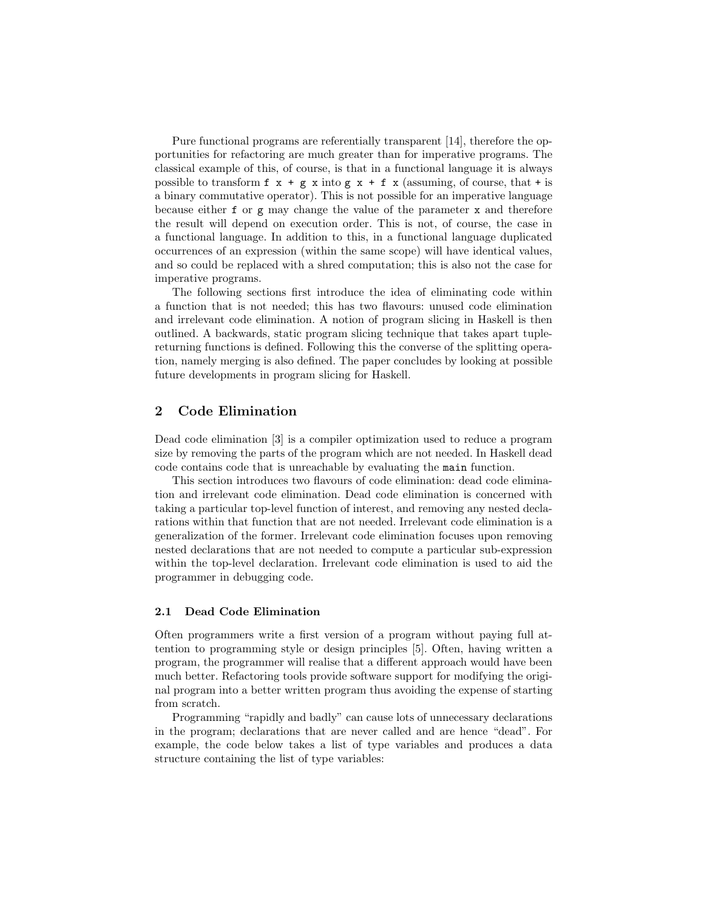Pure functional programs are referentially transparent [14], therefore the opportunities for refactoring are much greater than for imperative programs. The classical example of this, of course, is that in a functional language it is always possible to transform `f x + g x` into `g x + f x` (assuming, of course, that `+` is a binary commutative operator). This is not possible for an imperative language because either `f` or `g` may change the value of the parameter `x` and therefore the result will depend on execution order. This is not, of course, the case in a functional language. In addition to this, in a functional language duplicated occurrences of an expression (within the same scope) will have identical values, and so could be replaced with a shred computation; this is also not the case for imperative programs.

The following sections first introduce the idea of eliminating code within a function that is not needed; this has two flavours: unused code elimination and irrelevant code elimination. A notion of program slicing in Haskell is then outlined. A backwards, static program slicing technique that takes apart tuple-returning functions is defined. Following this the converse of the splitting operation, namely merging is also defined. The paper concludes by looking at possible future developments in program slicing for Haskell.

## 2 Code Elimination

Dead code elimination [3] is a compiler optimization used to reduce a program size by removing the parts of the program which are not needed. In Haskell dead code contains code that is unreachable by evaluating the `main` function.

This section introduces two flavours of code elimination: dead code elimination and irrelevant code elimination. Dead code elimination is concerned with taking a particular top-level function of interest, and removing any nested declarations within that function that are not needed. Irrelevant code elimination is a generalization of the former. Irrelevant code elimination focuses upon removing nested declarations that are not needed to compute a particular sub-expression within the top-level declaration. Irrelevant code elimination is used to aid the programmer in debugging code.

### 2.1 Dead Code Elimination

Often programmers write a first version of a program without paying full attention to programming style or design principles [5]. Often, having written a program, the programmer will realise that a different approach would have been much better. Refactoring tools provide software support for modifying the original program into a better written program thus avoiding the expense of starting from scratch.

Programming "rapidly and badly" can cause lots of unnecessary declarations in the program; declarations that are never called and are hence "dead". For example, the code below takes a list of type variables and produces a data structure containing the list of type variables: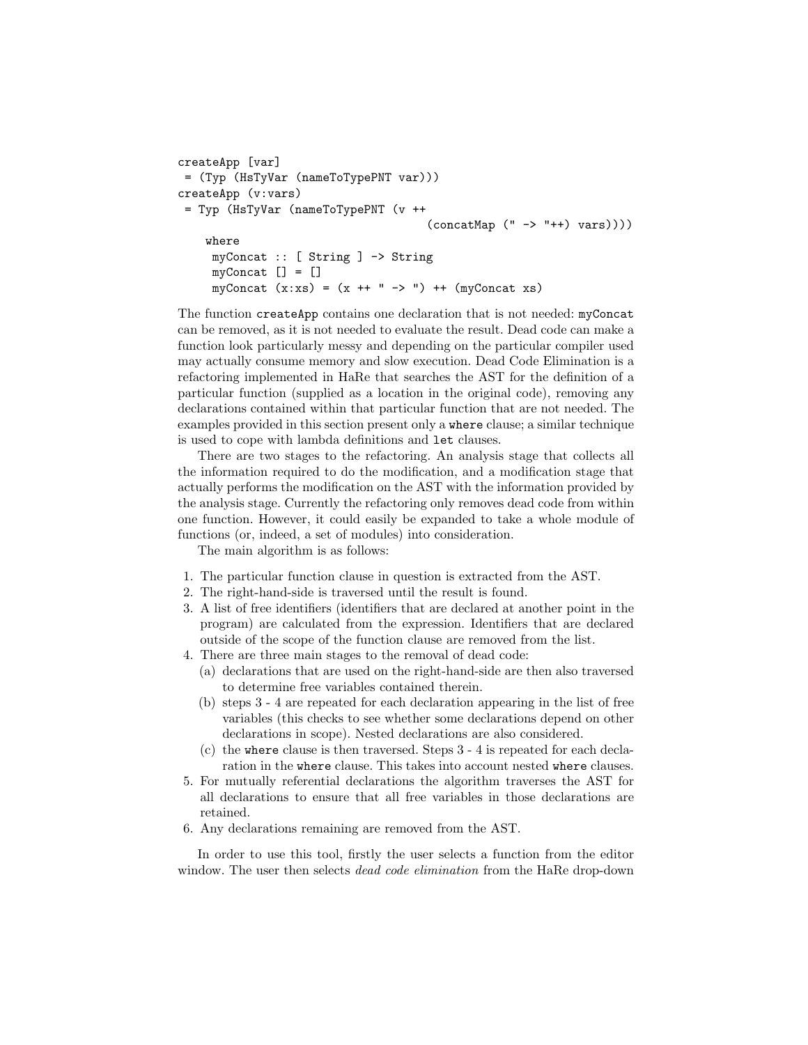```
createApp [var]
 = (Typ (HsTyVar (nameToTypePNT var)))
createApp (v:vars)
 = Typ (HsTyVar (nameToTypePNT (v ++
                                    (concatMap (" -> "++) vars))))
    where
     myConcat :: [ String ] -> String
     myConcat [] = []
     myConcat (x:xs) = (x ++ " -> ") ++ (myConcat xs)
```

The function `createApp` contains one declaration that is not needed: `myConcat` can be removed, as it is not needed to evaluate the result. Dead code can make a function look particularly messy and depending on the particular compiler used may actually consume memory and slow execution. Dead Code Elimination is a refactoring implemented in HaRe that searches the AST for the definition of a particular function (supplied as a location in the original code), removing any declarations contained within that particular function that are not needed. The examples provided in this section present only a `where` clause; a similar technique is used to cope with lambda definitions and `let` clauses.

There are two stages to the refactoring. An analysis stage that collects all the information required to do the modification, and a modification stage that actually performs the modification on the AST with the information provided by the analysis stage. Currently the refactoring only removes dead code from within one function. However, it could easily be expanded to take a whole module of functions (or, indeed, a set of modules) into consideration.

The main algorithm is as follows:

1. The particular function clause in question is extracted from the AST.
2. The right-hand-side is traversed until the result is found.
3. A list of free identifiers (identifiers that are declared at another point in the program) are calculated from the expression. Identifiers that are declared outside of the scope of the function clause are removed from the list.
4. There are three main stages to the removal of dead code:
   (a) declarations that are used on the right-hand-side are then also traversed to determine free variables contained therein.
   (b) steps 3 - 4 are repeated for each declaration appearing in the list of free variables (this checks to see whether some declarations depend on other declarations in scope). Nested declarations are also considered.
   (c) the `where` clause is then traversed. Steps 3 - 4 is repeated for each declaration in the `where` clause. This takes into account nested `where` clauses.
5. For mutually referential declarations the algorithm traverses the AST for all declarations to ensure that all free variables in those declarations are retained.
6. Any declarations remaining are removed from the AST.

In order to use this tool, firstly the user selects a function from the editor window. The user then selects *dead code elimination* from the HaRe drop-down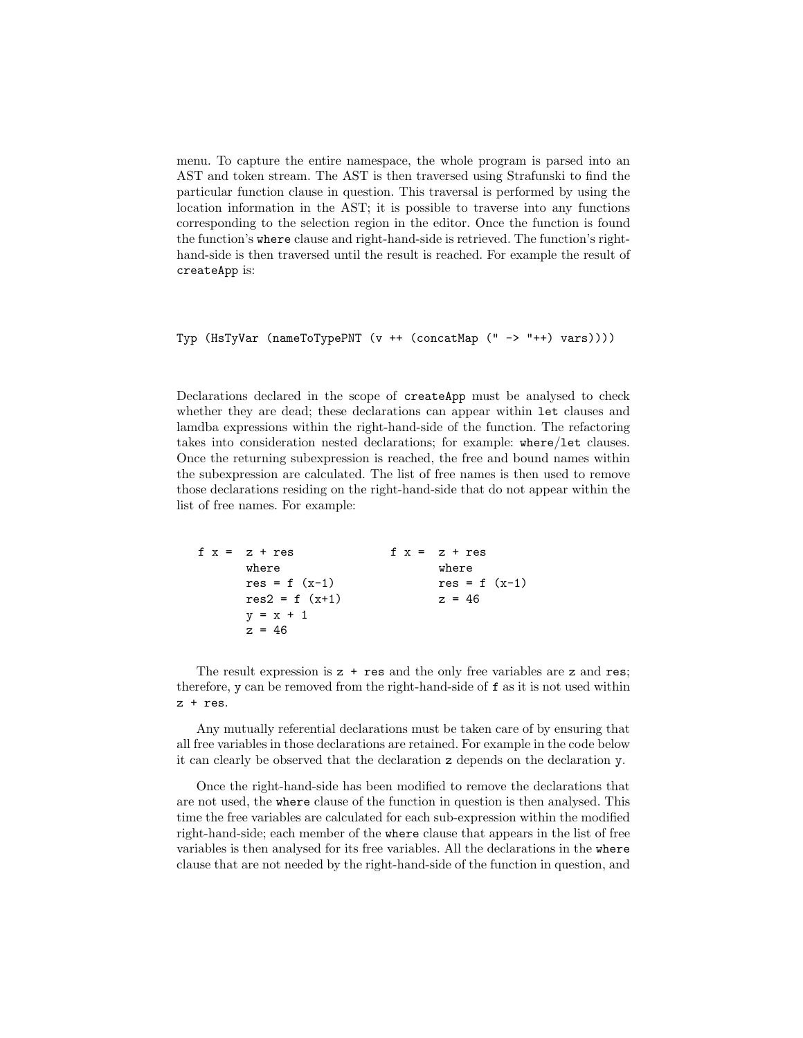menu. To capture the entire namespace, the whole program is parsed into an AST and token stream. The AST is then traversed using Strafunski to find the particular function clause in question. This traversal is performed by using the location information in the AST; it is possible to traverse into any functions corresponding to the selection region in the editor. Once the function is found the function's `where` clause and right-hand-side is retrieved. The function's right-hand-side is then traversed until the result is reached. For example the result of `createApp` is:

```
Typ (HsTyVar (nameToTypePNT (v ++ (concatMap (" -> "++) vars))))
```

Declarations declared in the scope of `createApp` must be analysed to check whether they are dead; these declarations can appear within `let` clauses and lamdba expressions within the right-hand-side of the function. The refactoring takes into consideration nested declarations; for example: `where`/`let` clauses. Once the returning subexpression is reached, the free and bound names within the subexpression are calculated. The list of free names is then used to remove those declarations residing on the right-hand-side that do not appear within the list of free names. For example:

```
f x =  z + res                f x =  z + res
       where                         where
       res = f (x-1)                 res = f (x-1)
       res2 = f (x+1)                z = 46
       y = x + 1
       z = 46
```

The result expression is `z + res` and the only free variables are `z` and `res`; therefore, `y` can be removed from the right-hand-side of `f` as it is not used within `z + res`.

Any mutually referential declarations must be taken care of by ensuring that all free variables in those declarations are retained. For example in the code below it can clearly be observed that the declaration `z` depends on the declaration `y`.

Once the right-hand-side has been modified to remove the declarations that are not used, the `where` clause of the function in question is then analysed. This time the free variables are calculated for each sub-expression within the modified right-hand-side; each member of the `where` clause that appears in the list of free variables is then analysed for its free variables. All the declarations in the `where` clause that are not needed by the right-hand-side of the function in question, and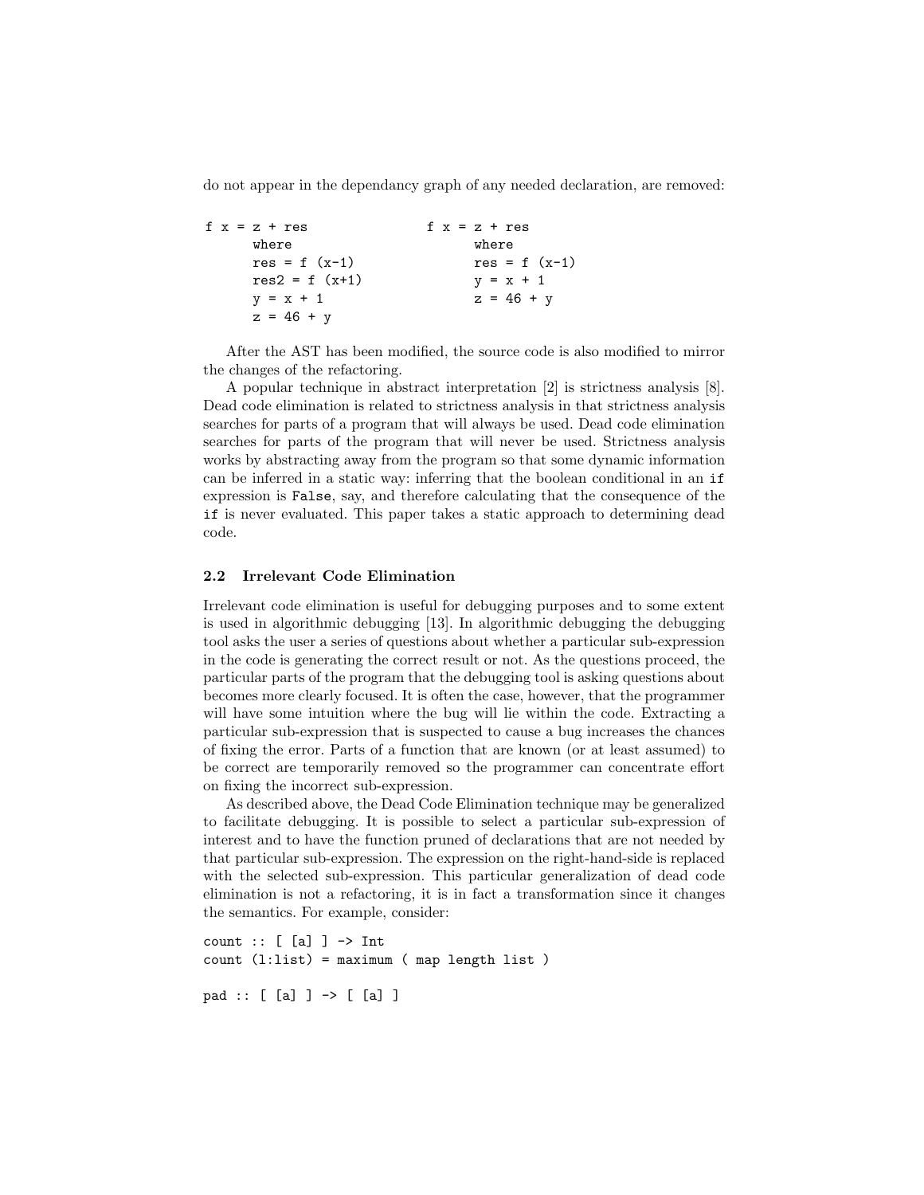do not appear in the dependancy graph of any needed declaration, are removed:

```
f x = z + res                f x = z + res
      where                        where
      res = f (x-1)                res = f (x-1)
      res2 = f (x+1)               y = x + 1
      y = x + 1                    z = 46 + y
      z = 46 + y
```

After the AST has been modified, the source code is also modified to mirror the changes of the refactoring.

A popular technique in abstract interpretation [2] is strictness analysis [8]. Dead code elimination is related to strictness analysis in that strictness analysis searches for parts of a program that will always be used. Dead code elimination searches for parts of the program that will never be used. Strictness analysis works by abstracting away from the program so that some dynamic information can be inferred in a static way: inferring that the boolean conditional in an `if` expression is `False`, say, and therefore calculating that the consequence of the `if` is never evaluated. This paper takes a static approach to determining dead code.

### 2.2 Irrelevant Code Elimination

Irrelevant code elimination is useful for debugging purposes and to some extent is used in algorithmic debugging [13]. In algorithmic debugging the debugging tool asks the user a series of questions about whether a particular sub-expression in the code is generating the correct result or not. As the questions proceed, the particular parts of the program that the debugging tool is asking questions about becomes more clearly focused. It is often the case, however, that the programmer will have some intuition where the bug will lie within the code. Extracting a particular sub-expression that is suspected to cause a bug increases the chances of fixing the error. Parts of a function that are known (or at least assumed) to be correct are temporarily removed so the programmer can concentrate effort on fixing the incorrect sub-expression.

As described above, the Dead Code Elimination technique may be generalized to facilitate debugging. It is possible to select a particular sub-expression of interest and to have the function pruned of declarations that are not needed by that particular sub-expression. The expression on the right-hand-side is replaced with the selected sub-expression. This particular generalization of dead code elimination is not a refactoring, it is in fact a transformation since it changes the semantics. For example, consider:

```
count :: [ [a] ] -> Int
count (l:list) = maximum ( map length list )

pad :: [ [a] ] -> [ [a] ]
```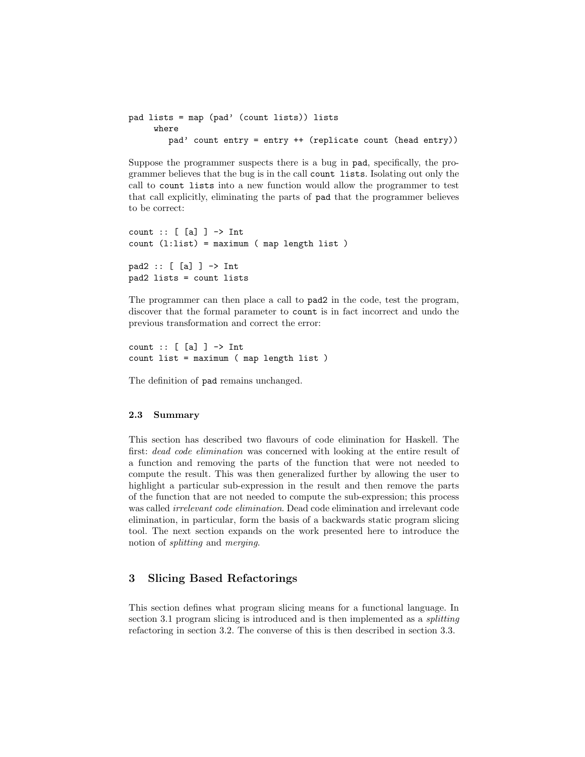```
pad lists = map (pad' (count lists)) lists
     where
        pad' count entry = entry ++ (replicate count (head entry))
```

Suppose the programmer suspects there is a bug in `pad`, specifically, the programmer believes that the bug is in the call `count lists`. Isolating out only the call to `count lists` into a new function would allow the programmer to test that call explicitly, eliminating the parts of `pad` that the programmer believes to be correct:

```
count :: [ [a] ] -> Int
count (l:list) = maximum ( map length list )

pad2 :: [ [a] ] -> Int
pad2 lists = count lists
```

The programmer can then place a call to `pad2` in the code, test the program, discover that the formal parameter to `count` is in fact incorrect and undo the previous transformation and correct the error:

```
count :: [ [a] ] -> Int
count list = maximum ( map length list )
```

The definition of `pad` remains unchanged.

### 2.3 Summary

This section has described two flavours of code elimination for Haskell. The first: *dead code elimination* was concerned with looking at the entire result of a function and removing the parts of the function that were not needed to compute the result. This was then generalized further by allowing the user to highlight a particular sub-expression in the result and then remove the parts of the function that are not needed to compute the sub-expression; this process was called *irrelevant code elimination*. Dead code elimination and irrelevant code elimination, in particular, form the basis of a backwards static program slicing tool. The next section expands on the work presented here to introduce the notion of *splitting* and *merging*.

## 3 Slicing Based Refactorings

This section defines what program slicing means for a functional language. In section 3.1 program slicing is introduced and is then implemented as a *splitting* refactoring in section 3.2. The converse of this is then described in section 3.3.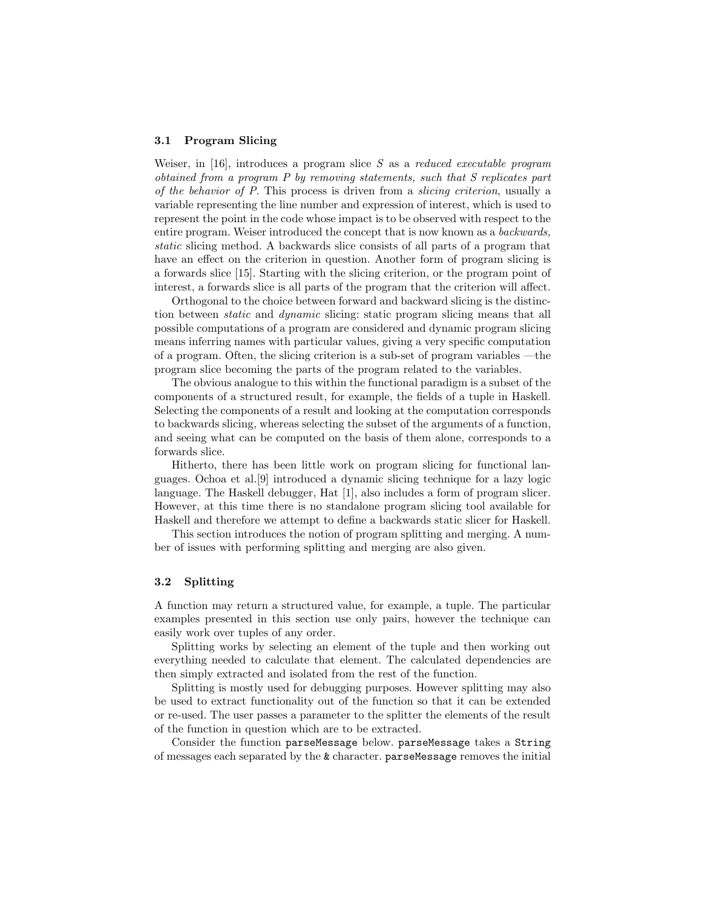### 3.1 Program Slicing

Weiser, in [16], introduces a program slice $S$ as a *reduced executable program obtained from a program $P$ by removing statements, such that $S$ replicates part of the behavior of $P$.* This process is driven from a *slicing criterion*, usually a variable representing the line number and expression of interest, which is used to represent the point in the code whose impact is to be observed with respect to the entire program. Weiser introduced the concept that is now known as a *backwards, static* slicing method. A backwards slice consists of all parts of a program that have an effect on the criterion in question. Another form of program slicing is a forwards slice [15]. Starting with the slicing criterion, or the program point of interest, a forwards slice is all parts of the program that the criterion will affect.

Orthogonal to the choice between forward and backward slicing is the distinction between *static* and *dynamic* slicing: static program slicing means that all possible computations of a program are considered and dynamic program slicing means inferring names with particular values, giving a very specific computation of a program. Often, the slicing criterion is a sub-set of program variables —the program slice becoming the parts of the program related to the variables.

The obvious analogue to this within the functional paradigm is a subset of the components of a structured result, for example, the fields of a tuple in Haskell. Selecting the components of a result and looking at the computation corresponds to backwards slicing, whereas selecting the subset of the arguments of a function, and seeing what can be computed on the basis of them alone, corresponds to a forwards slice.

Hitherto, there has been little work on program slicing for functional languages. Ochoa et al.[9] introduced a dynamic slicing technique for a lazy logic language. The Haskell debugger, Hat [1], also includes a form of program slicer. However, at this time there is no standalone program slicing tool available for Haskell and therefore we attempt to define a backwards static slicer for Haskell.

This section introduces the notion of program splitting and merging. A number of issues with performing splitting and merging are also given.

### 3.2 Splitting

A function may return a structured value, for example, a tuple. The particular examples presented in this section use only pairs, however the technique can easily work over tuples of any order.

Splitting works by selecting an element of the tuple and then working out everything needed to calculate that element. The calculated dependencies are then simply extracted and isolated from the rest of the function.

Splitting is mostly used for debugging purposes. However splitting may also be used to extract functionality out of the function so that it can be extended or re-used. The user passes a parameter to the splitter the elements of the result of the function in question which are to be extracted.

Consider the function `parseMessage` below. `parseMessage` takes a `String` of messages each separated by the `&` character. `parseMessage` removes the initial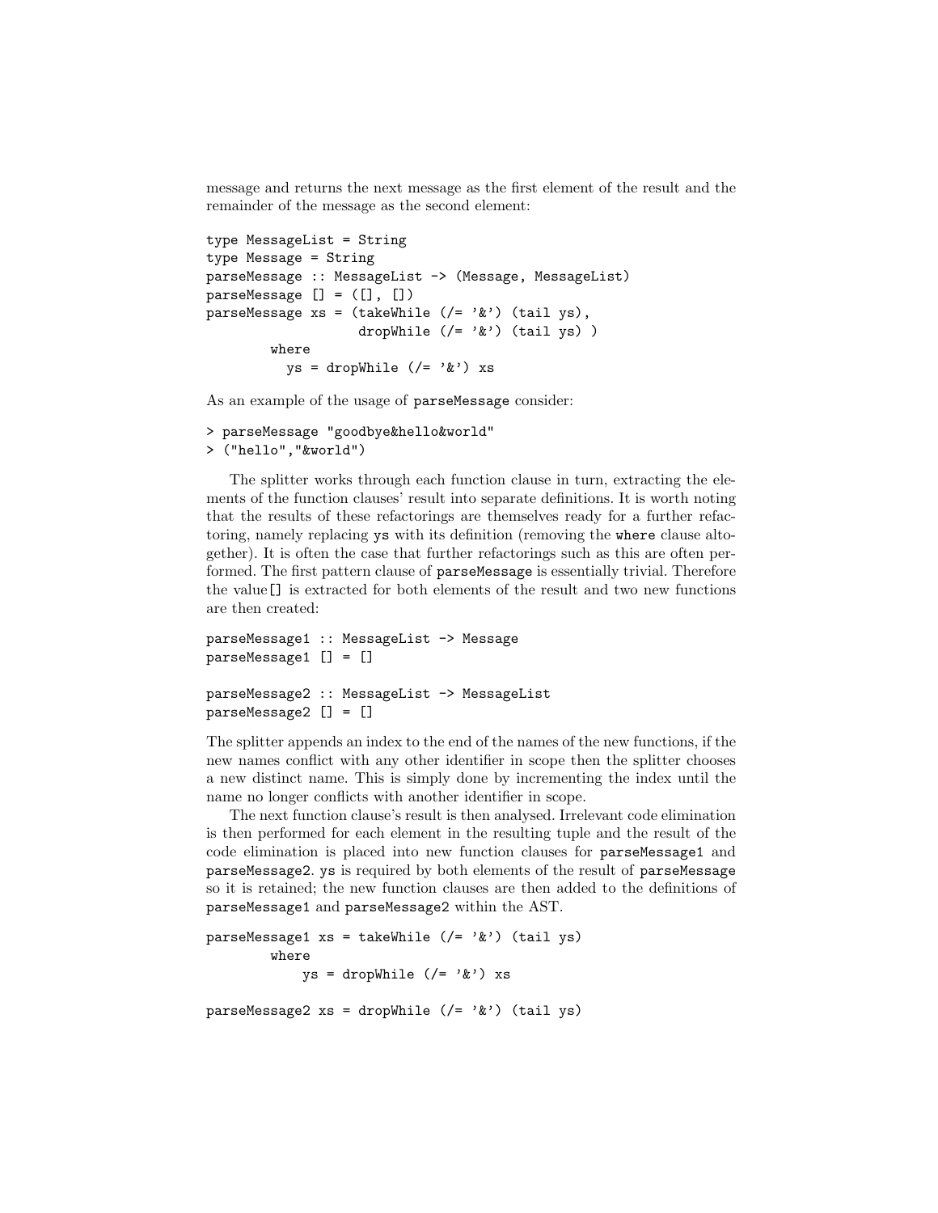message and returns the next message as the first element of the result and the remainder of the message as the second element:

```
type MessageList = String
type Message = String
parseMessage :: MessageList -> (Message, MessageList)
parseMessage [] = ([], [])
parseMessage xs = (takeWhile (/= '&') (tail ys),
                   dropWhile (/= '&') (tail ys) )
        where
          ys = dropWhile (/= '&') xs
```

As an example of the usage of parseMessage consider:

```
> parseMessage "goodbye&hello&world"
> ("hello","&world")
```

The splitter works through each function clause in turn, extracting the elements of the function clauses' result into separate definitions. It is worth noting that the results of these refactorings are themselves ready for a further refactoring, namely replacing ys with its definition (removing the where clause altogether). It is often the case that further refactorings such as this are often performed. The first pattern clause of parseMessage is essentially trivial. Therefore the value [] is extracted for both elements of the result and two new functions are then created:

```
parseMessage1 :: MessageList -> Message
parseMessage1 [] = []

parseMessage2 :: MessageList -> MessageList
parseMessage2 [] = []
```

The splitter appends an index to the end of the names of the new functions, if the new names conflict with any other identifier in scope then the splitter chooses a new distinct name. This is simply done by incrementing the index until the name no longer conflicts with another identifier in scope.

The next function clause's result is then analysed. Irrelevant code elimination is then performed for each element in the resulting tuple and the result of the code elimination is placed into new function clauses for parseMessage1 and parseMessage2. ys is required by both elements of the result of parseMessage so it is retained; the new function clauses are then added to the definitions of parseMessage1 and parseMessage2 within the AST.

```
parseMessage1 xs = takeWhile (/= '&') (tail ys)
        where
            ys = dropWhile (/= '&') xs

parseMessage2 xs = dropWhile (/= '&') (tail ys)
```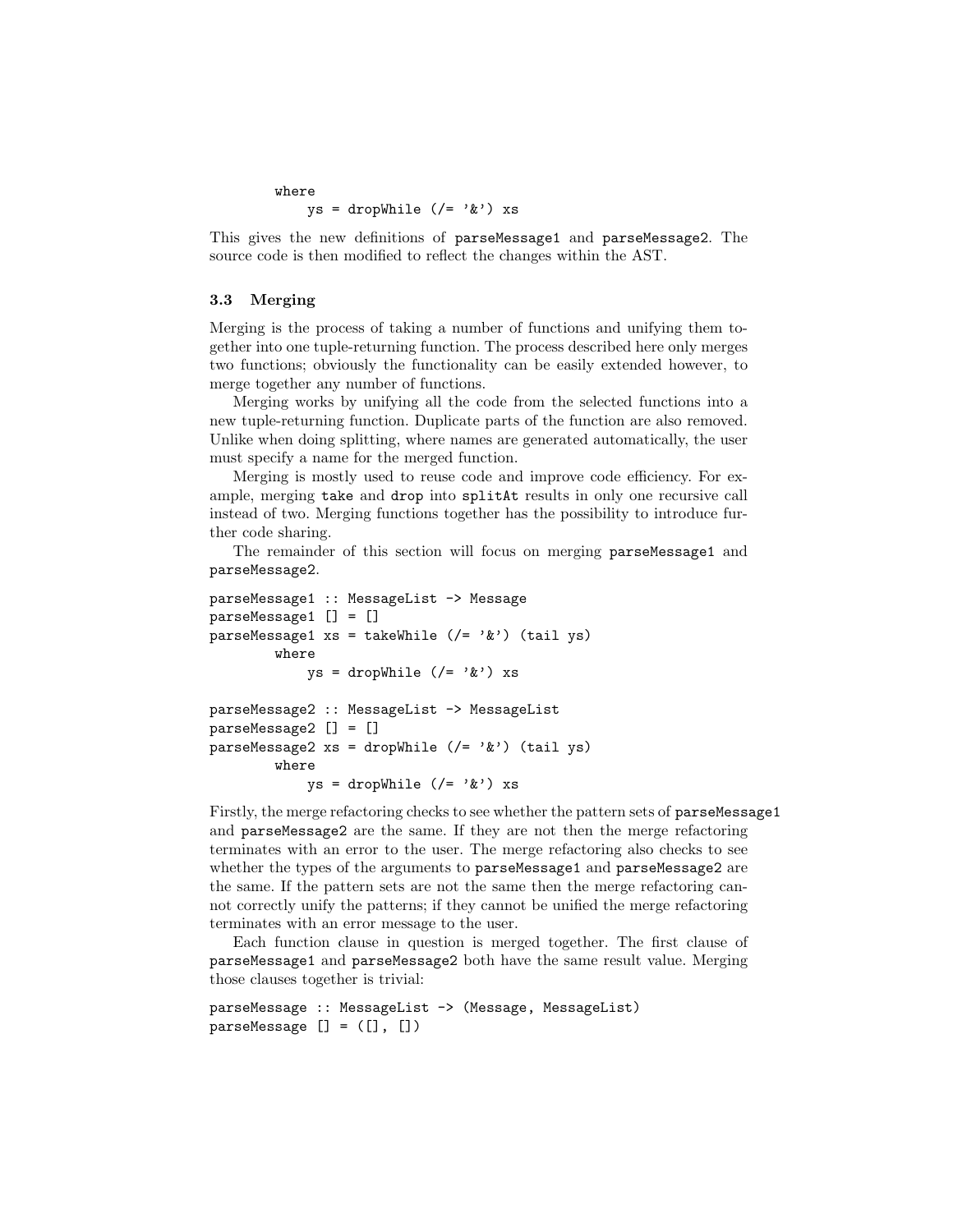```
        where
            ys = dropWhile (/= '&') xs
```

This gives the new definitions of parseMessage1 and parseMessage2. The source code is then modified to reflect the changes within the AST.

### 3.3 Merging

Merging is the process of taking a number of functions and unifying them together into one tuple-returning function. The process described here only merges two functions; obviously the functionality can be easily extended however, to merge together any number of functions.

Merging works by unifying all the code from the selected functions into a new tuple-returning function. Duplicate parts of the function are also removed. Unlike when doing splitting, where names are generated automatically, the user must specify a name for the merged function.

Merging is mostly used to reuse code and improve code efficiency. For example, merging take and drop into splitAt results in only one recursive call instead of two. Merging functions together has the possibility to introduce further code sharing.

The remainder of this section will focus on merging parseMessage1 and parseMessage2.

```
parseMessage1 :: MessageList -> Message
parseMessage1 [] = []
parseMessage1 xs = takeWhile (/= '&') (tail ys)
        where
            ys = dropWhile (/= '&') xs

parseMessage2 :: MessageList -> MessageList
parseMessage2 [] = []
parseMessage2 xs = dropWhile (/= '&') (tail ys)
        where
            ys = dropWhile (/= '&') xs
```

Firstly, the merge refactoring checks to see whether the pattern sets of parseMessage1 and parseMessage2 are the same. If they are not then the merge refactoring terminates with an error to the user. The merge refactoring also checks to see whether the types of the arguments to parseMessage1 and parseMessage2 are the same. If the pattern sets are not the same then the merge refactoring cannot correctly unify the patterns; if they cannot be unified the merge refactoring terminates with an error message to the user.

Each function clause in question is merged together. The first clause of parseMessage1 and parseMessage2 both have the same result value. Merging those clauses together is trivial:

```
parseMessage :: MessageList -> (Message, MessageList)
parseMessage [] = ([], [])
```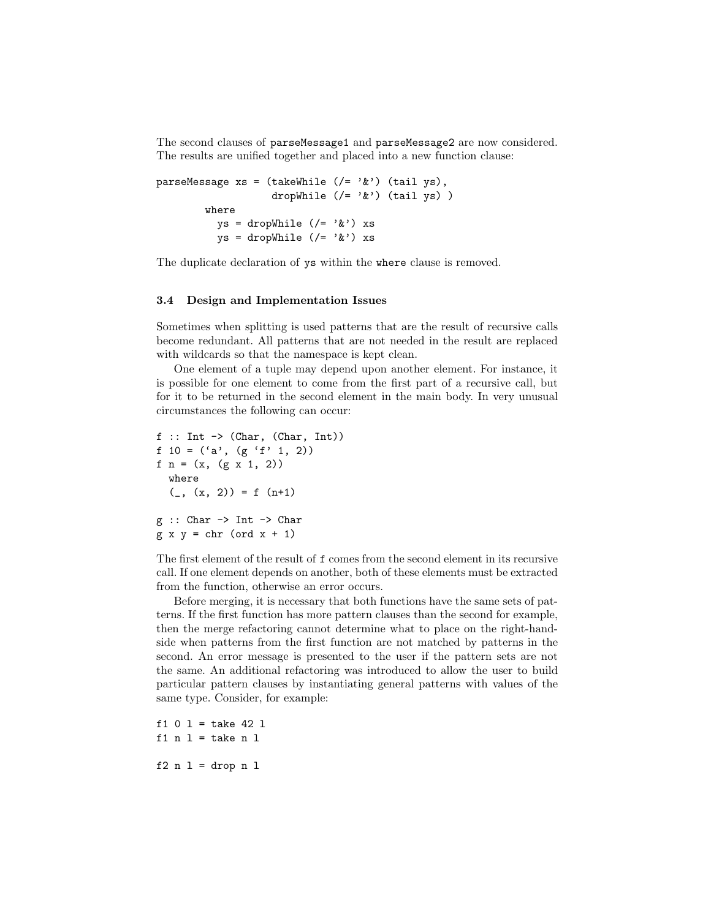The second clauses of parseMessage1 and parseMessage2 are now considered. The results are unified together and placed into a new function clause:

```
parseMessage xs = (takeWhile (/= '&') (tail ys),
                   dropWhile (/= '&') (tail ys) )
        where
          ys = dropWhile (/= '&') xs
          ys = dropWhile (/= '&') xs
```

The duplicate declaration of ys within the where clause is removed.

### 3.4 Design and Implementation Issues

Sometimes when splitting is used patterns that are the result of recursive calls become redundant. All patterns that are not needed in the result are replaced with wildcards so that the namespace is kept clean.

One element of a tuple may depend upon another element. For instance, it is possible for one element to come from the first part of a recursive call, but for it to be returned in the second element in the main body. In very unusual circumstances the following can occur:

```
f :: Int -> (Char, (Char, Int))
f 10 = ('a', (g 'f' 1, 2))
f n = (x, (g x 1, 2))
  where
  (_, (x, 2)) = f (n+1)

g :: Char -> Int -> Char
g x y = chr (ord x + 1)
```

The first element of the result of f comes from the second element in its recursive call. If one element depends on another, both of these elements must be extracted from the function, otherwise an error occurs.

Before merging, it is necessary that both functions have the same sets of patterns. If the first function has more pattern clauses than the second for example, then the merge refactoring cannot determine what to place on the right-hand-side when patterns from the first function are not matched by patterns in the second. An error message is presented to the user if the pattern sets are not the same. An additional refactoring was introduced to allow the user to build particular pattern clauses by instantiating general patterns with values of the same type. Consider, for example:

```
f1 0 l = take 42 l
f1 n l = take n l

f2 n l = drop n l
```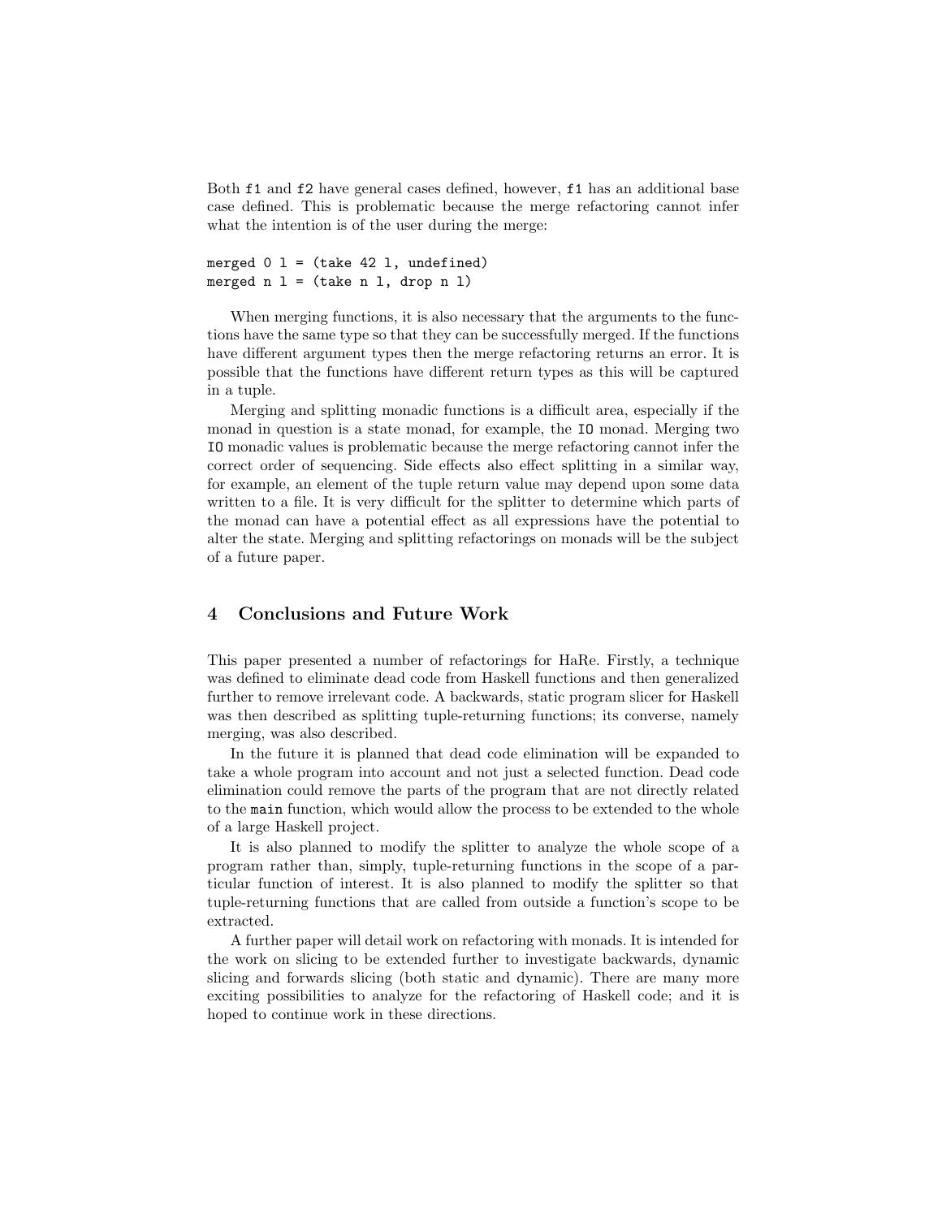Both f1 and f2 have general cases defined, however, f1 has an additional base case defined. This is problematic because the merge refactoring cannot infer what the intention is of the user during the merge:

```
merged 0 l = (take 42 l, undefined)
merged n l = (take n l, drop n l)
```

When merging functions, it is also necessary that the arguments to the functions have the same type so that they can be successfully merged. If the functions have different argument types then the merge refactoring returns an error. It is possible that the functions have different return types as this will be captured in a tuple.

Merging and splitting monadic functions is a difficult area, especially if the monad in question is a state monad, for example, the IO monad. Merging two IO monadic values is problematic because the merge refactoring cannot infer the correct order of sequencing. Side effects also effect splitting in a similar way, for example, an element of the tuple return value may depend upon some data written to a file. It is very difficult for the splitter to determine which parts of the monad can have a potential effect as all expressions have the potential to alter the state. Merging and splitting refactorings on monads will be the subject of a future paper.

## 4 Conclusions and Future Work

This paper presented a number of refactorings for HaRe. Firstly, a technique was defined to eliminate dead code from Haskell functions and then generalized further to remove irrelevant code. A backwards, static program slicer for Haskell was then described as splitting tuple-returning functions; its converse, namely merging, was also described.

In the future it is planned that dead code elimination will be expanded to take a whole program into account and not just a selected function. Dead code elimination could remove the parts of the program that are not directly related to the main function, which would allow the process to be extended to the whole of a large Haskell project.

It is also planned to modify the splitter to analyze the whole scope of a program rather than, simply, tuple-returning functions in the scope of a particular function of interest. It is also planned to modify the splitter so that tuple-returning functions that are called from outside a function's scope to be extracted.

A further paper will detail work on refactoring with monads. It is intended for the work on slicing to be extended further to investigate backwards, dynamic slicing and forwards slicing (both static and dynamic). There are many more exciting possibilities to analyze for the refactoring of Haskell code; and it is hoped to continue work in these directions.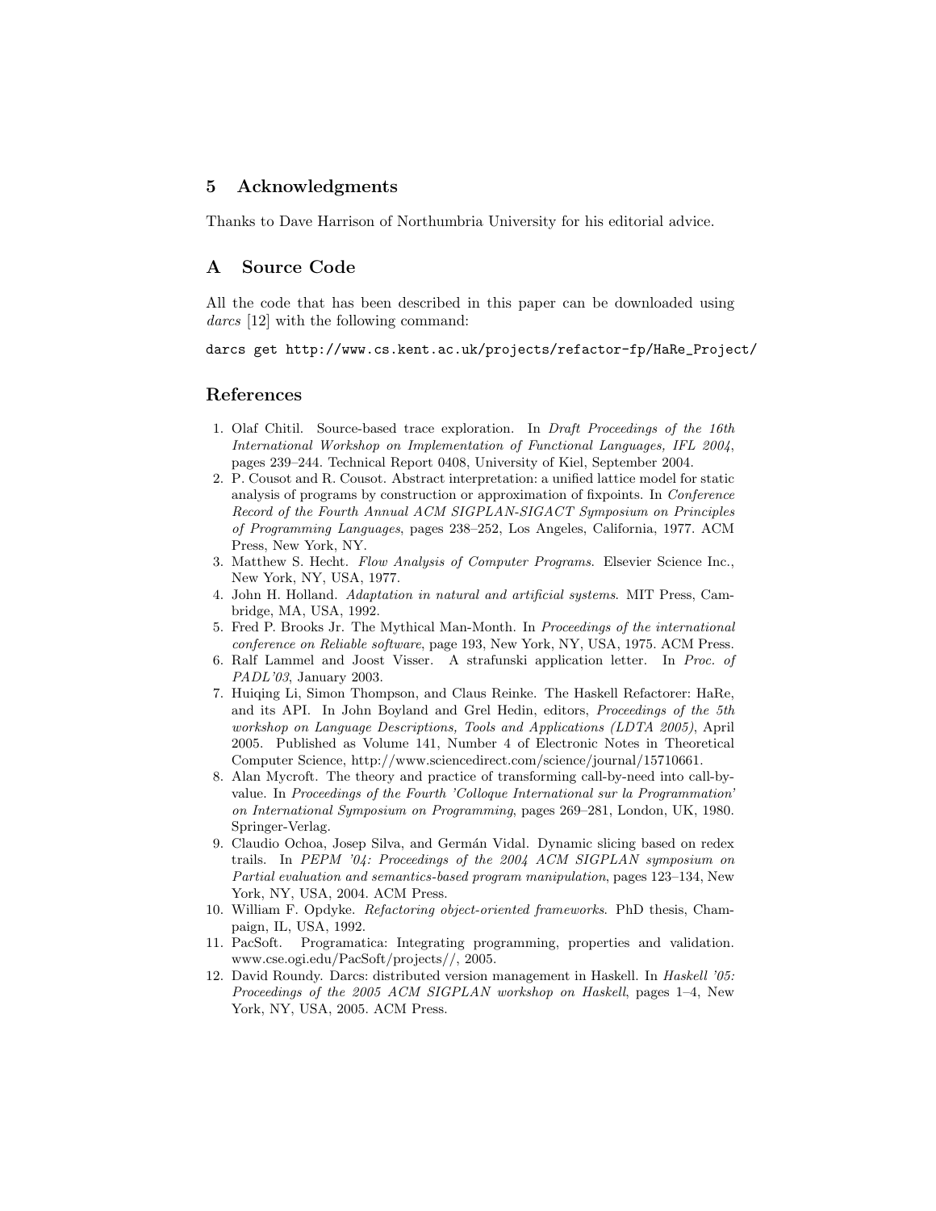## 5 Acknowledgments

Thanks to Dave Harrison of Northumbria University for his editorial advice.

## A Source Code

All the code that has been described in this paper can be downloaded using *darcs* [12] with the following command:

```
darcs get http://www.cs.kent.ac.uk/projects/refactor-fp/HaRe_Project/
```

## References

1. Olaf Chitil. Source-based trace exploration. In *Draft Proceedings of the 16th International Workshop on Implementation of Functional Languages, IFL 2004*, pages 239–244. Technical Report 0408, University of Kiel, September 2004.
2. P. Cousot and R. Cousot. Abstract interpretation: a unified lattice model for static analysis of programs by construction or approximation of fixpoints. In *Conference Record of the Fourth Annual ACM SIGPLAN-SIGACT Symposium on Principles of Programming Languages*, pages 238–252, Los Angeles, California, 1977. ACM Press, New York, NY.
3. Matthew S. Hecht. *Flow Analysis of Computer Programs*. Elsevier Science Inc., New York, NY, USA, 1977.
4. John H. Holland. *Adaptation in natural and artificial systems*. MIT Press, Cambridge, MA, USA, 1992.
5. Fred P. Brooks Jr. The Mythical Man-Month. In *Proceedings of the international conference on Reliable software*, page 193, New York, NY, USA, 1975. ACM Press.
6. Ralf Lammel and Joost Visser. A strafunski application letter. In *Proc. of PADL'03*, January 2003.
7. Huiqing Li, Simon Thompson, and Claus Reinke. The Haskell Refactorer: HaRe, and its API. In John Boyland and Grel Hedin, editors, *Proceedings of the 5th workshop on Language Descriptions, Tools and Applications (LDTA 2005)*, April 2005. Published as Volume 141, Number 4 of Electronic Notes in Theoretical Computer Science, http://www.sciencedirect.com/science/journal/15710661.
8. Alan Mycroft. The theory and practice of transforming call-by-need into call-by-value. In *Proceedings of the Fourth 'Colloque International sur la Programmation' on International Symposium on Programming*, pages 269–281, London, UK, 1980. Springer-Verlag.
9. Claudio Ochoa, Josep Silva, and Germán Vidal. Dynamic slicing based on redex trails. In *PEPM '04: Proceedings of the 2004 ACM SIGPLAN symposium on Partial evaluation and semantics-based program manipulation*, pages 123–134, New York, NY, USA, 2004. ACM Press.
10. William F. Opdyke. *Refactoring object-oriented frameworks*. PhD thesis, Champaign, IL, USA, 1992.
11. PacSoft. Programatica: Integrating programming, properties and validation. www.cse.ogi.edu/PacSoft/projects//, 2005.
12. David Roundy. Darcs: distributed version management in Haskell. In *Haskell '05: Proceedings of the 2005 ACM SIGPLAN workshop on Haskell*, pages 1–4, New York, NY, USA, 2005. ACM Press.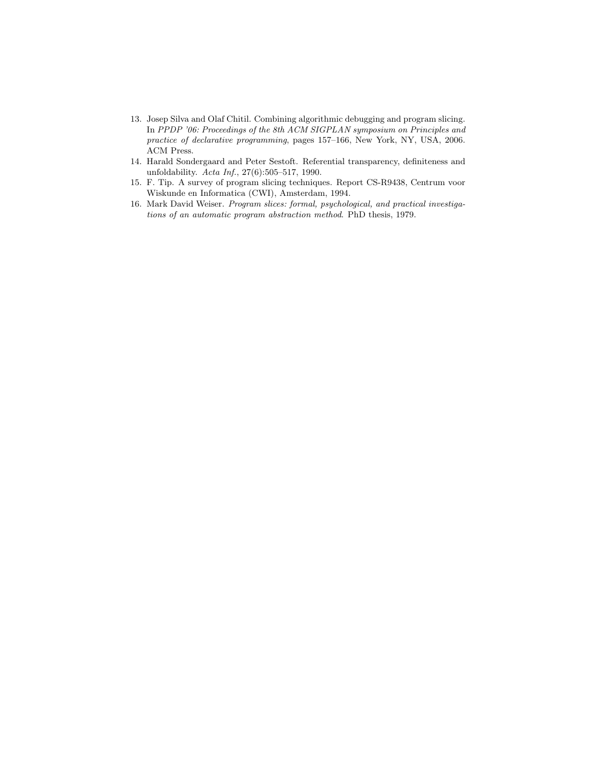13. Josep Silva and Olaf Chitil. Combining algorithmic debugging and program slicing. In *PPDP '06: Proceedings of the 8th ACM SIGPLAN symposium on Principles and practice of declarative programming*, pages 157–166, New York, NY, USA, 2006. ACM Press.
14. Harald Sondergaard and Peter Sestoft. Referential transparency, definiteness and unfoldability. *Acta Inf.*, 27(6):505–517, 1990.
15. F. Tip. A survey of program slicing techniques. Report CS-R9438, Centrum voor Wiskunde en Informatica (CWI), Amsterdam, 1994.
16. Mark David Weiser. *Program slices: formal, psychological, and practical investigations of an automatic program abstraction method*. PhD thesis, 1979.